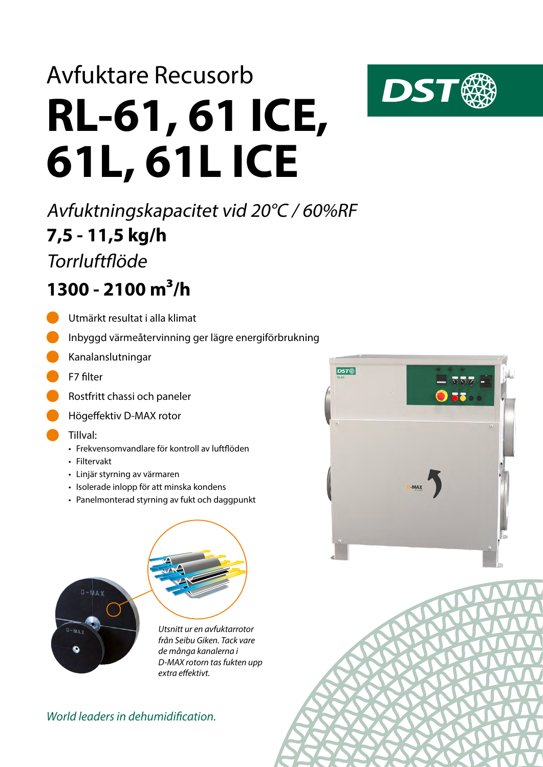# Avfuktare Recusorb

# RL-61, 61 ICE, 61L, 61L ICE

*Avfuktningskapacitet vid 20°C / 60%RF*

**7,5 - 11,5 kg/h**

*Torrluftflöde*

**1300 - 2100 m³/h**

- Utmärkt resultat i alla klimat
- Inbyggd värmeåtervinning ger lägre energiförbrukning
- Kanalanslutningar
- F7 filter
- Rostfritt chassi och paneler
- Högeffektiv D-MAX rotor
- Tillval:
  - Frekvensomvandlare för kontroll av luftflöden
  - Filtervakt
  - Linjär styrning av värmaren
  - Isolerade inlopp för att minska kondens
  - Panelmonterad styrning av fukt och daggpunkt

*Utsnitt ur en avfuktarrotor från Seibu Giken. Tack vare de många kanalerna i D-MAX rotorn tas fukten upp extra effektivt.*

*World leaders in dehumidification.*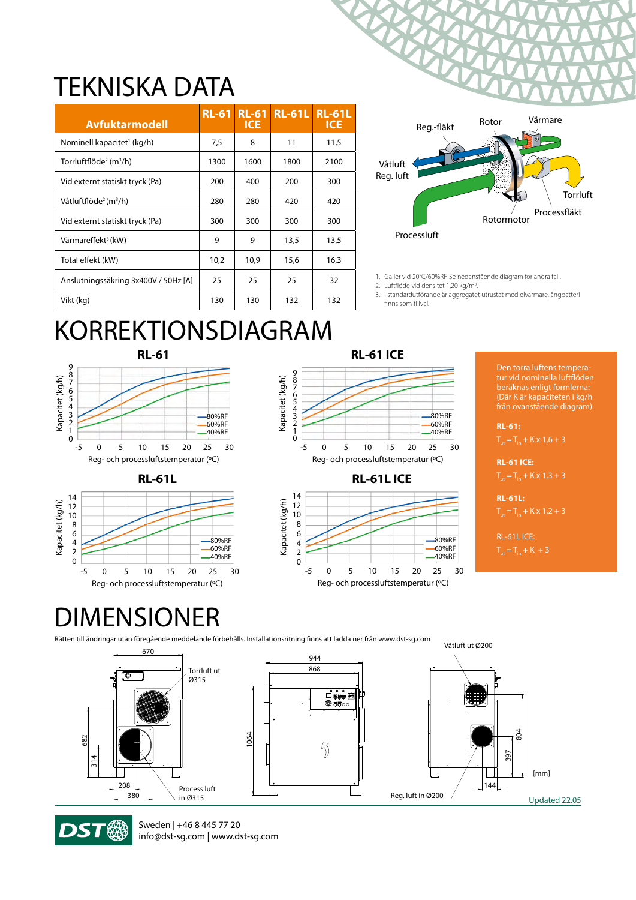# TEKNISKA DATA

| Avfuktarmodell | RL-61 | RL-61 ICE | RL-61L | RL-61L ICE |
|---|---|---|---|---|
| Nominell kapacitet[1] (kg/h) | 7,5 | 8 | 11 | 11,5 |
| Torrluftflöde[2] ($m^3/h$) | 1300 | 1600 | 1800 | 2100 |
| Vid externt statiskt tryck (Pa) | 200 | 400 | 200 | 300 |
| Våtluftflöde[2] ($m^3/h$) | 280 | 280 | 420 | 420 |
| Vid externt statiskt tryck (Pa) | 300 | 300 | 300 | 300 |
| Värmareffekt[3] (kW) | 9 | 9 | 13,5 | 13,5 |
| Total effekt (kW) | 10,2 | 10,9 | 15,6 | 16,3 |
| Anslutningssäkring 3x400V / 50Hz [A] | 25 | 25 | 25 | 32 |
| Vikt (kg) | 130 | 130 | 132 | 132 |

Reg.-fläkt
Rotor
Värmare
Våtluft
Reg. luft
Torrluft
Processfläkt
Rotormotor
Processluft

1. Gäller vid 20°C/60%RF. Se nedanstående diagram för andra fall.
2. Luftflöde vid densitet 1,20 kg/$m^3$.
3. I standardutförande är aggregatet utrustat med elvärmare, ångbatteri finns som tillval.

# KORREKTIONSDIAGRAM

**RL-61**

Kapacitet (kg/h)
80%RF
60%RF
40%RF
Reg- och processluftstemperatur (ºC)

**RL-61 ICE**

Kapacitet (kg/h)
80%RF
60%RF
40%RF
Reg- och processluftstemperatur (ºC)

**RL-61L**

Kapacitet (kg/h)
80%RF
60%RF
40%RF
Reg- och processluftstemperatur (ºC)

**RL-61L ICE**

Kapacitet (kg/h)
80%RF
60%RF
40%RF
Reg- och processluftstemperatur (ºC)

Den torra luftens temperatur vid nominella luftflöden beräknas enligt formlerna: (Där K är kapaciteten i kg/h från ovanstående diagram).

**RL-61:**
$T_{ut} = T_{in} + K \times 1,6 + 3$

**RL-61 ICE:**
$T_{ut} = T_{in} + K \times 1,3 + 3$

**RL-61L:**
$T_{ut} = T_{in} + K \times 1,2 + 3$

RL-61L ICE:
$T_{ut} = T_{in} + K + 3$

# DIMENSIONER

Rätten till ändringar utan föregående meddelande förbehålls. Installationsritning finns att ladda ner från www.dst-sg.com

670
Torrluft ut Ø315
682
314
208
380
Process luft in Ø315
944
868
1064
Våtluft ut Ø200
804
397
144
Reg. luft in Ø200
[mm]

Updated 22.05

Sweden | +46 8 445 77 20
info@dst-sg.com | www.dst-sg.com